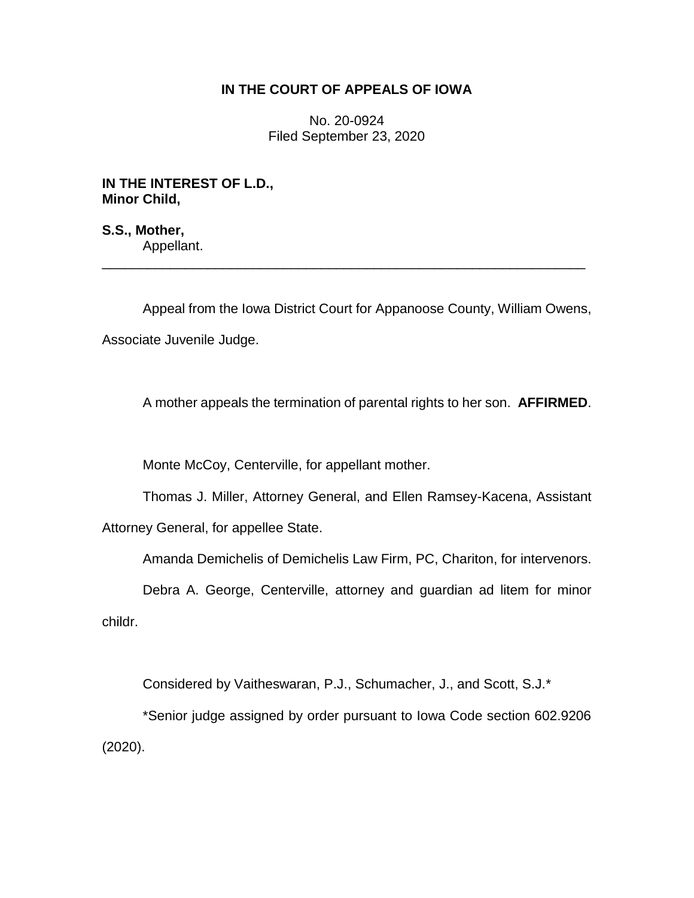**IN THE COURT OF APPEALS OF IOWA**

No. 20-0924
Filed September 23, 2020

**IN THE INTEREST OF L.D.,
Minor Child,**

**S.S., Mother,**
Appellant.

---

Appeal from the Iowa District Court for Appanoose County, William Owens, Associate Juvenile Judge.

A mother appeals the termination of parental rights to her son. **AFFIRMED**.

Monte McCoy, Centerville, for appellant mother.

Thomas J. Miller, Attorney General, and Ellen Ramsey-Kacena, Assistant Attorney General, for appellee State.

Amanda Demichelis of Demichelis Law Firm, PC, Chariton, for intervenors.

Debra A. George, Centerville, attorney and guardian ad litem for minor childr.

Considered by Vaitheswaran, P.J., Schumacher, J., and Scott, S.J.*

*Senior judge assigned by order pursuant to Iowa Code section 602.9206 (2020).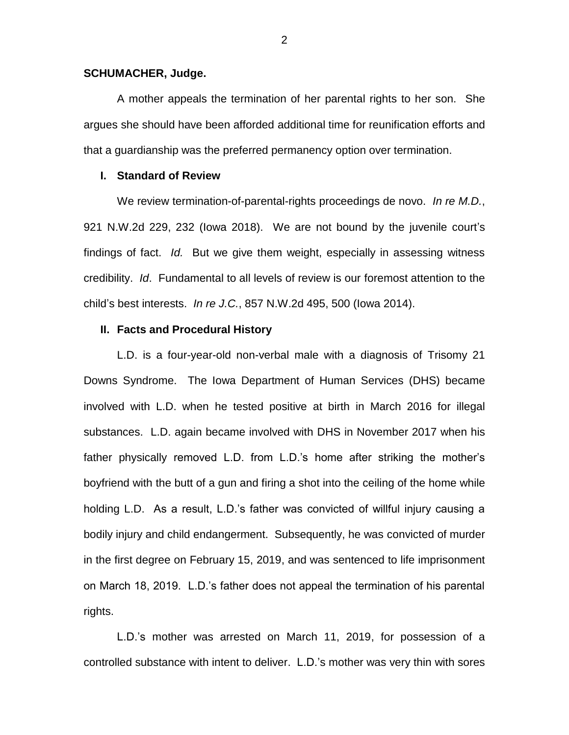**SCHUMACHER, Judge.**

A mother appeals the termination of her parental rights to her son. She argues she should have been afforded additional time for reunification efforts and that a guardianship was the preferred permanency option over termination.

## I. Standard of Review

We review termination-of-parental-rights proceedings de novo. *In re M.D.*, 921 N.W.2d 229, 232 (Iowa 2018). We are not bound by the juvenile court's findings of fact. *Id.* But we give them weight, especially in assessing witness credibility. *Id*. Fundamental to all levels of review is our foremost attention to the child's best interests. *In re J.C.*, 857 N.W.2d 495, 500 (Iowa 2014).

## II. Facts and Procedural History

L.D. is a four-year-old non-verbal male with a diagnosis of Trisomy 21 Downs Syndrome. The Iowa Department of Human Services (DHS) became involved with L.D. when he tested positive at birth in March 2016 for illegal substances. L.D. again became involved with DHS in November 2017 when his father physically removed L.D. from L.D.'s home after striking the mother's boyfriend with the butt of a gun and firing a shot into the ceiling of the home while holding L.D. As a result, L.D.'s father was convicted of willful injury causing a bodily injury and child endangerment. Subsequently, he was convicted of murder in the first degree on February 15, 2019, and was sentenced to life imprisonment on March 18, 2019. L.D.'s father does not appeal the termination of his parental rights.

L.D.'s mother was arrested on March 11, 2019, for possession of a controlled substance with intent to deliver. L.D.'s mother was very thin with sores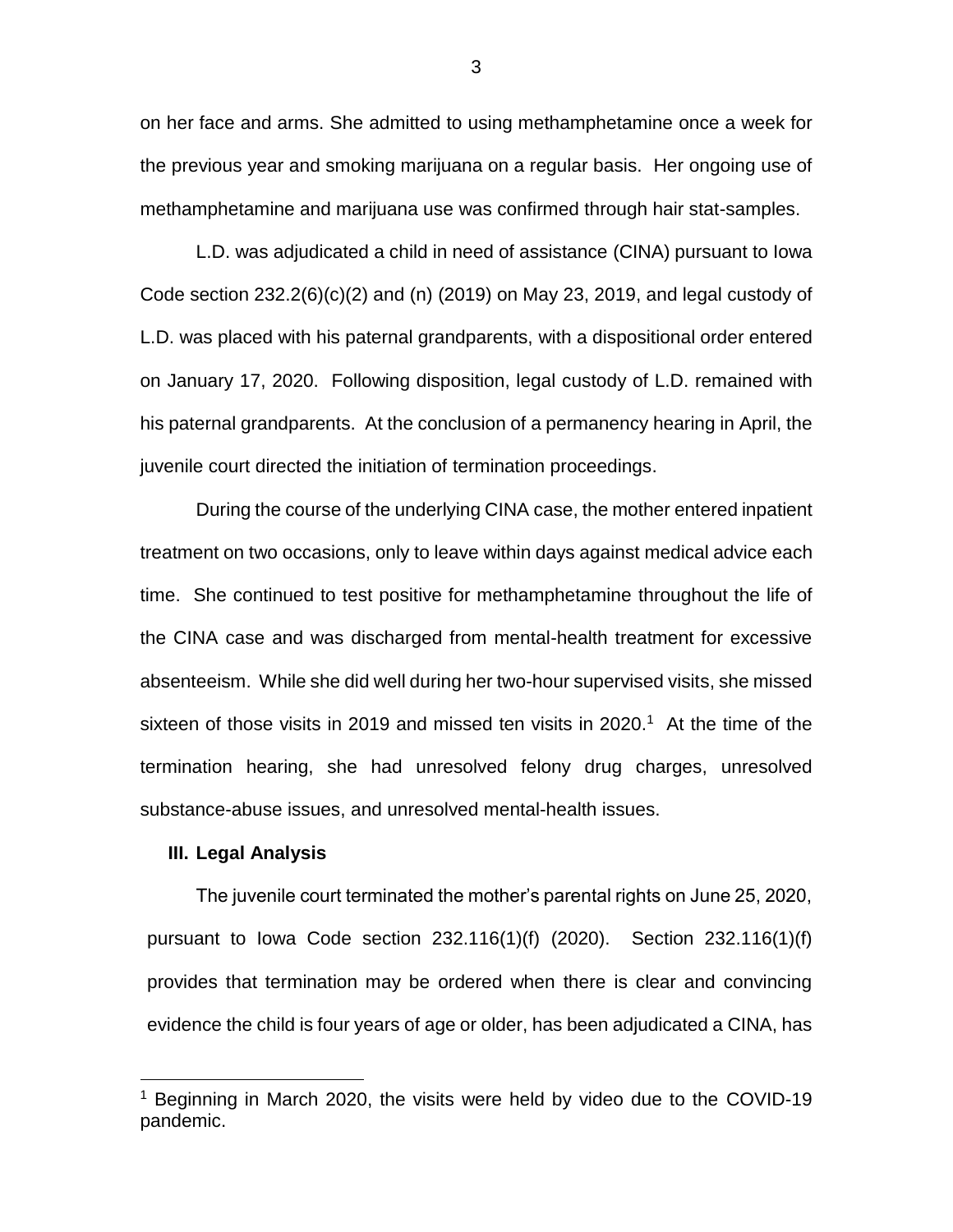on her face and arms. She admitted to using methamphetamine once a week for the previous year and smoking marijuana on a regular basis. Her ongoing use of methamphetamine and marijuana use was confirmed through hair stat-samples.

L.D. was adjudicated a child in need of assistance (CINA) pursuant to Iowa Code section 232.2(6)(c)(2) and (n) (2019) on May 23, 2019, and legal custody of L.D. was placed with his paternal grandparents, with a dispositional order entered on January 17, 2020. Following disposition, legal custody of L.D. remained with his paternal grandparents. At the conclusion of a permanency hearing in April, the juvenile court directed the initiation of termination proceedings.

During the course of the underlying CINA case, the mother entered inpatient treatment on two occasions, only to leave within days against medical advice each time. She continued to test positive for methamphetamine throughout the life of the CINA case and was discharged from mental-health treatment for excessive absenteeism. While she did well during her two-hour supervised visits, she missed sixteen of those visits in 2019 and missed ten visits in 2020.[1] At the time of the termination hearing, she had unresolved felony drug charges, unresolved substance-abuse issues, and unresolved mental-health issues.

## III. Legal Analysis

The juvenile court terminated the mother's parental rights on June 25, 2020, pursuant to Iowa Code section 232.116(1)(f) (2020). Section 232.116(1)(f) provides that termination may be ordered when there is clear and convincing evidence the child is four years of age or older, has been adjudicated a CINA, has

[1] Beginning in March 2020, the visits were held by video due to the COVID-19 pandemic.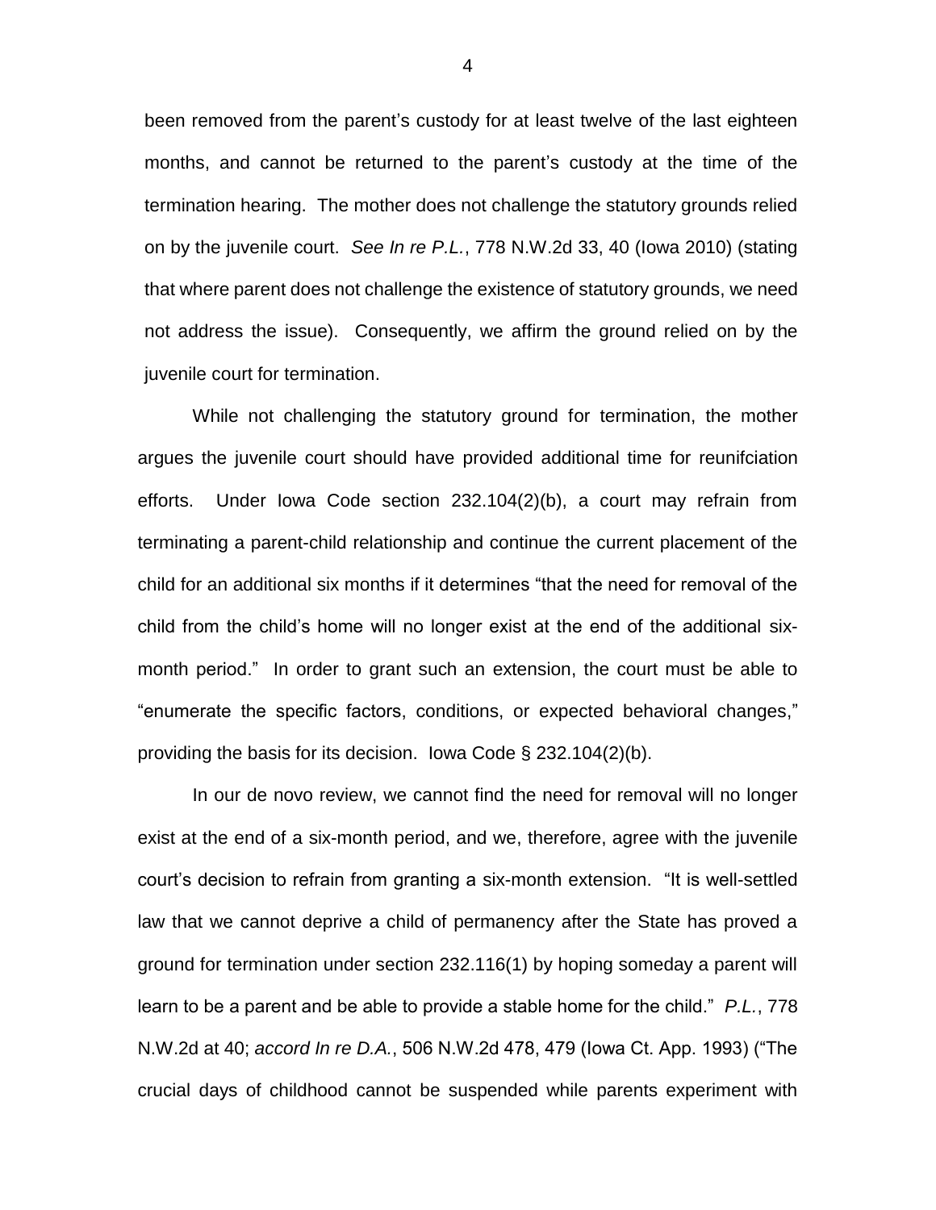been removed from the parent's custody for at least twelve of the last eighteen months, and cannot be returned to the parent's custody at the time of the termination hearing. The mother does not challenge the statutory grounds relied on by the juvenile court. *See In re P.L.*, 778 N.W.2d 33, 40 (Iowa 2010) (stating that where parent does not challenge the existence of statutory grounds, we need not address the issue). Consequently, we affirm the ground relied on by the juvenile court for termination.

While not challenging the statutory ground for termination, the mother argues the juvenile court should have provided additional time for reunifciation efforts. Under Iowa Code section 232.104(2)(b), a court may refrain from terminating a parent-child relationship and continue the current placement of the child for an additional six months if it determines "that the need for removal of the child from the child's home will no longer exist at the end of the additional six-month period." In order to grant such an extension, the court must be able to "enumerate the specific factors, conditions, or expected behavioral changes," providing the basis for its decision. Iowa Code § 232.104(2)(b).

In our de novo review, we cannot find the need for removal will no longer exist at the end of a six-month period, and we, therefore, agree with the juvenile court's decision to refrain from granting a six-month extension. "It is well-settled law that we cannot deprive a child of permanency after the State has proved a ground for termination under section 232.116(1) by hoping someday a parent will learn to be a parent and be able to provide a stable home for the child." *P.L.*, 778 N.W.2d at 40; *accord In re D.A.*, 506 N.W.2d 478, 479 (Iowa Ct. App. 1993) ("The crucial days of childhood cannot be suspended while parents experiment with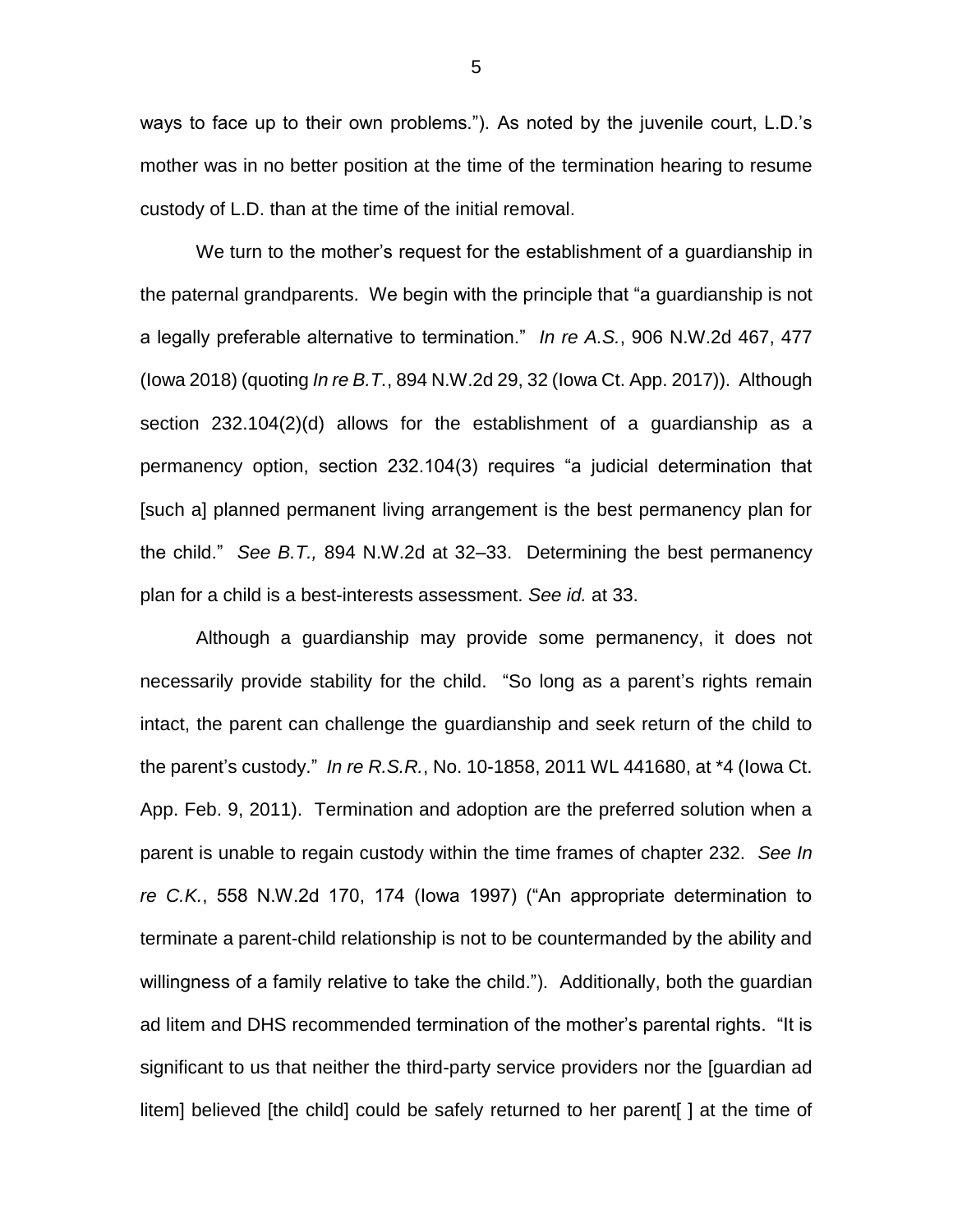ways to face up to their own problems."). As noted by the juvenile court, L.D.'s mother was in no better position at the time of the termination hearing to resume custody of L.D. than at the time of the initial removal.

We turn to the mother's request for the establishment of a guardianship in the paternal grandparents. We begin with the principle that "a guardianship is not a legally preferable alternative to termination." *In re A.S.*, 906 N.W.2d 467, 477 (Iowa 2018) (quoting *In re B.T.*, 894 N.W.2d 29, 32 (Iowa Ct. App. 2017)). Although section 232.104(2)(d) allows for the establishment of a guardianship as a permanency option, section 232.104(3) requires "a judicial determination that [such a] planned permanent living arrangement is the best permanency plan for the child." *See B.T.,* 894 N.W.2d at 32–33. Determining the best permanency plan for a child is a best-interests assessment. *See id.* at 33.

Although a guardianship may provide some permanency, it does not necessarily provide stability for the child. "So long as a parent's rights remain intact, the parent can challenge the guardianship and seek return of the child to the parent's custody." *In re R.S.R.*, No. 10-1858, 2011 WL 441680, at *4 (Iowa Ct. App. Feb. 9, 2011). Termination and adoption are the preferred solution when a parent is unable to regain custody within the time frames of chapter 232. *See In re C.K.*, 558 N.W.2d 170, 174 (Iowa 1997) ("An appropriate determination to terminate a parent-child relationship is not to be countermanded by the ability and willingness of a family relative to take the child."). Additionally, both the guardian ad litem and DHS recommended termination of the mother's parental rights. "It is significant to us that neither the third-party service providers nor the [guardian ad litem] believed [the child] could be safely returned to her parent[ ] at the time of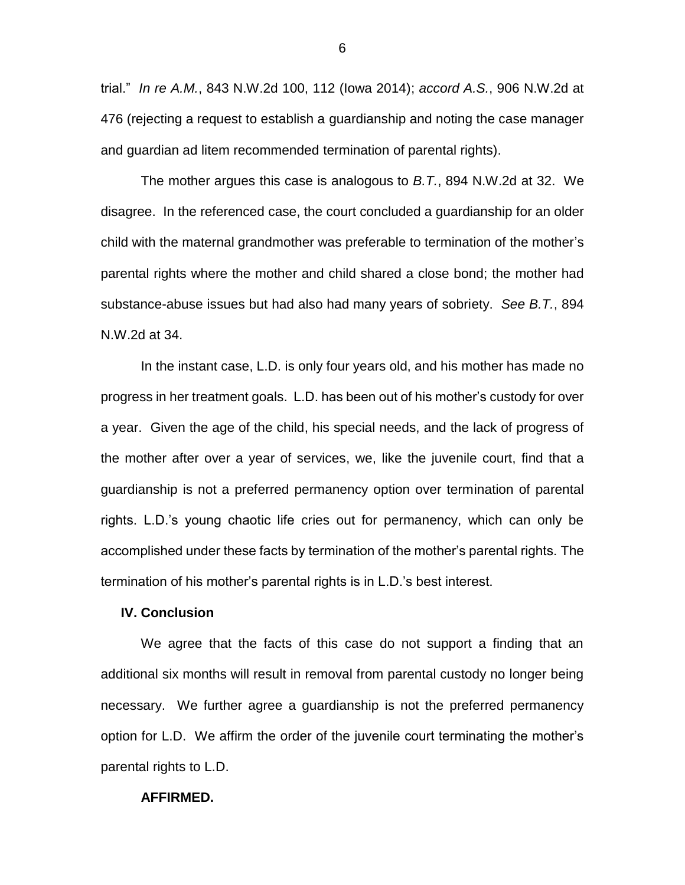trial." *In re A.M.*, 843 N.W.2d 100, 112 (Iowa 2014); *accord A.S.*, 906 N.W.2d at 476 (rejecting a request to establish a guardianship and noting the case manager and guardian ad litem recommended termination of parental rights).

The mother argues this case is analogous to *B.T.*, 894 N.W.2d at 32. We disagree. In the referenced case, the court concluded a guardianship for an older child with the maternal grandmother was preferable to termination of the mother's parental rights where the mother and child shared a close bond; the mother had substance-abuse issues but had also had many years of sobriety. *See B.T.*, 894 N.W.2d at 34.

In the instant case, L.D. is only four years old, and his mother has made no progress in her treatment goals. L.D. has been out of his mother's custody for over a year. Given the age of the child, his special needs, and the lack of progress of the mother after over a year of services, we, like the juvenile court, find that a guardianship is not a preferred permanency option over termination of parental rights. L.D.'s young chaotic life cries out for permanency, which can only be accomplished under these facts by termination of the mother's parental rights. The termination of his mother's parental rights is in L.D.'s best interest.

## IV. Conclusion

We agree that the facts of this case do not support a finding that an additional six months will result in removal from parental custody no longer being necessary. We further agree a guardianship is not the preferred permanency option for L.D. We affirm the order of the juvenile court terminating the mother's parental rights to L.D.

**AFFIRMED.**